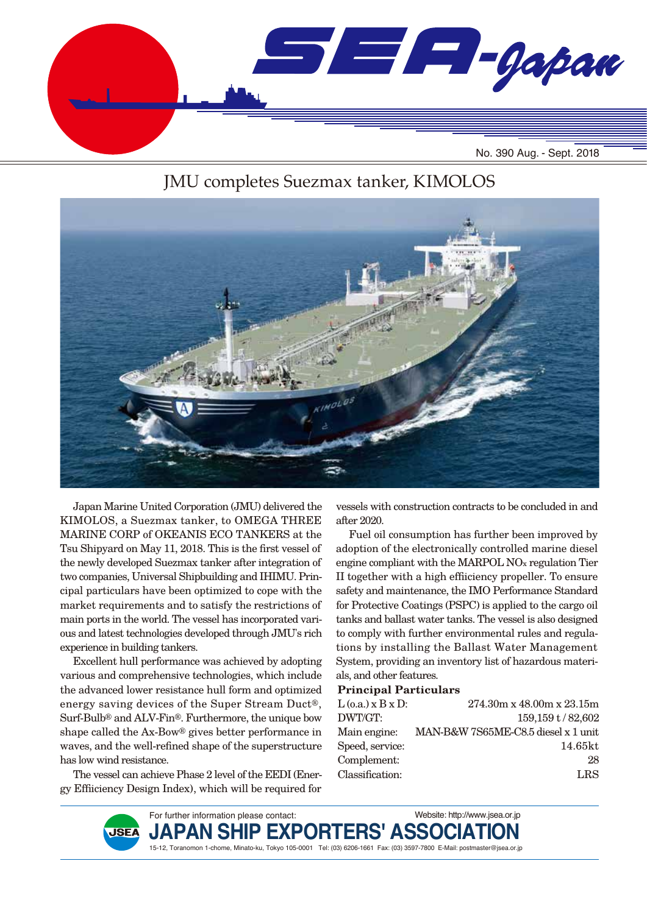# SEA-Japan

No. 390 Aug. - Sept. 2018

## JMU completes Suezmax tanker, KIMOLOS

Japan Marine United Corporation (JMU) delivered the KIMOLOS, a Suezmax tanker, to OMEGA THREE MARINE CORP of OKEANIS ECO TANKERS at the Tsu Shipyard on May 11, 2018. This is the first vessel of the newly developed Suezmax tanker after integration of two companies, Universal Shipbuilding and IHIMU. Principal particulars have been optimized to cope with the market requirements and to satisfy the restrictions of main ports in the world. The vessel has incorporated various and latest technologies developed through JMU's rich experience in building tankers.

Excellent hull performance was achieved by adopting various and comprehensive technologies, which include the advanced lower resistance hull form and optimized energy saving devices of the Super Stream Duct®, Surf-Bulb® and ALV-Fin®. Furthermore, the unique bow shape called the Ax-Bow® gives better performance in waves, and the well-refined shape of the superstructure has low wind resistance.

The vessel can achieve Phase 2 level of the EEDI (Energy Effiiciency Design Index), which will be required for vessels with construction contracts to be concluded in and after 2020.

Fuel oil consumption has further been improved by adoption of the electronically controlled marine diesel engine compliant with the MARPOL $NO_x$ regulation Tier II together with a high effiiciency propeller. To ensure safety and maintenance, the IMO Performance Standard for Protective Coatings (PSPC) is applied to the cargo oil tanks and ballast water tanks. The vessel is also designed to comply with further environmental rules and regulations by installing the Ballast Water Management System, providing an inventory list of hazardous materials, and other features.

**Principal Particulars**

| | |
|---|---|
| L (o.a.) x B x D: | 274.30m x 48.00m x 23.15m |
| DWT/GT: | 159,159 t / 82,602 |
| Main engine: | MAN-B&W 7S65ME-C8.5 diesel x 1 unit |
| Speed, service: | 14.65kt |
| Complement: | 28 |
| Classification: | LRS |

For further information please contact:
Website: http://www.jsea.or.jp

**JAPAN SHIP EXPORTERS' ASSOCIATION**

15-12, Toranomon 1-chome, Minato-ku, Tokyo 105-0001 Tel: (03) 6206-1661 Fax: (03) 3597-7800 E-Mail: postmaster@jsea.or.jp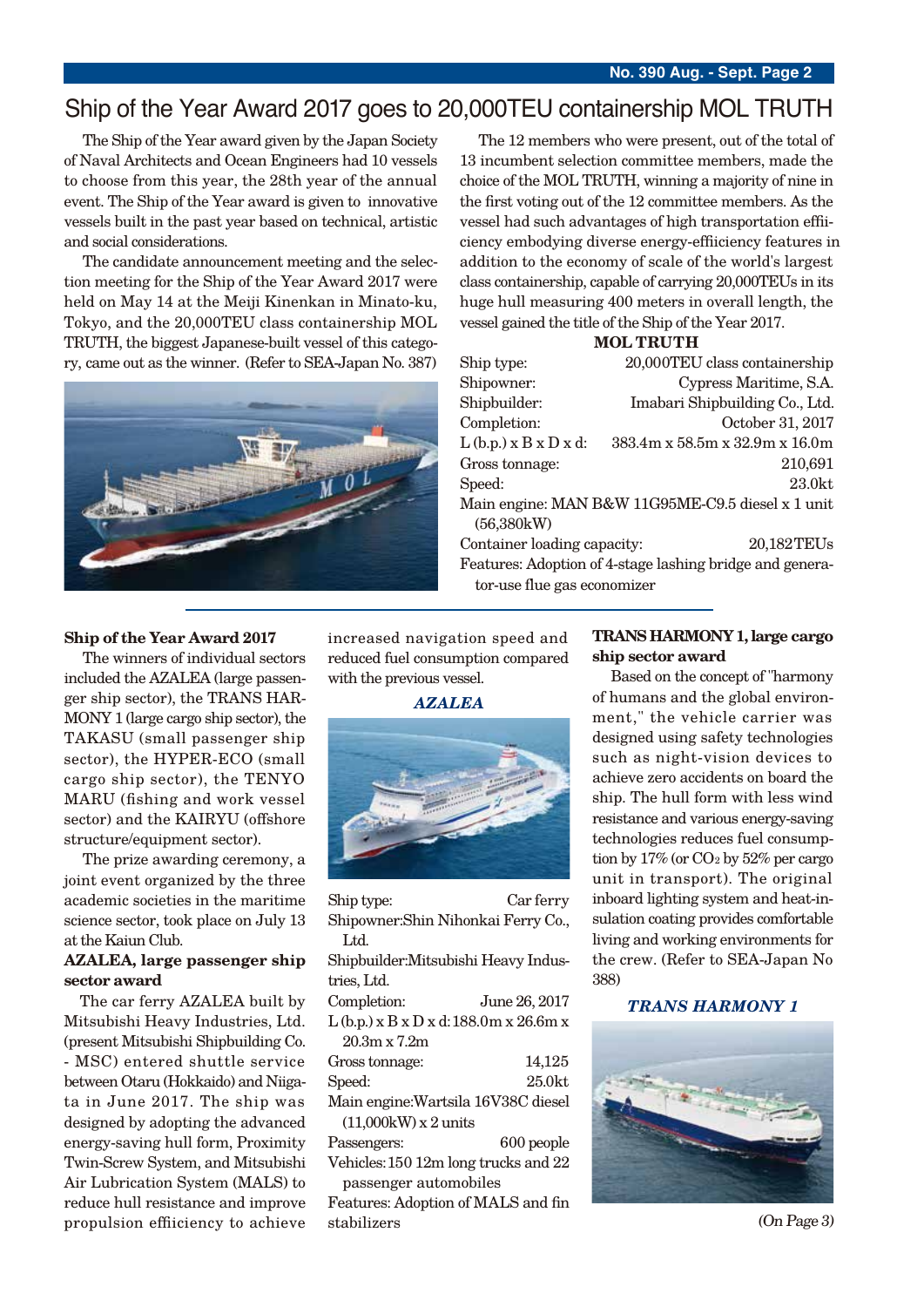# Ship of the Year Award 2017 goes to 20,000TEU containership MOL TRUTH

The Ship of the Year award given by the Japan Society of Naval Architects and Ocean Engineers had 10 vessels to choose from this year, the 28th year of the annual event. The Ship of the Year award is given to innovative vessels built in the past year based on technical, artistic and social considerations.

The candidate announcement meeting and the selection meeting for the Ship of the Year Award 2017 were held on May 14 at the Meiji Kinenkan in Minato-ku, Tokyo, and the 20,000TEU class containership MOL TRUTH, the biggest Japanese-built vessel of this category, came out as the winner. (Refer to SEA-Japan No. 387)

The 12 members who were present, out of the total of 13 incumbent selection committee members, made the choice of the MOL TRUTH, winning a majority of nine in the first voting out of the 12 committee members. As the vessel had such advantages of high transportation effiiciency embodying diverse energy-effiiciency features in addition to the economy of scale of the world's largest class containership, capable of carrying 20,000TEUs in its huge hull measuring 400 meters in overall length, the vessel gained the title of the Ship of the Year 2017.

**MOL TRUTH**

| | |
|---|---|
| Ship type: | 20,000TEU class containership |
| Shipowner: | Cypress Maritime, S.A. |
| Shipbuilder: | Imabari Shipbuilding Co., Ltd. |
| Completion: | October 31, 2017 |
| L (b.p.) x B x D x d: | 383.4m x 58.5m x 32.9m x 16.0m |
| Gross tonnage: | 210,691 |
| Speed: | 23.0kt |

Main engine: MAN B&W 11G95ME-C9.5 diesel x 1 unit (56,380kW)

Container loading capacity: 20,182TEUs

Features: Adoption of 4-stage lashing bridge and generator-use flue gas economizer

## Ship of the Year Award 2017

The winners of individual sectors included the AZALEA (large passenger ship sector), the TRANS HARMONY 1 (large cargo ship sector), the TAKASU (small passenger ship sector), the HYPER-ECO (small cargo ship sector), the TENYO MARU (fishing and work vessel sector) and the KAIRYU (offshore structure/equipment sector).

The prize awarding ceremony, a joint event organized by the three academic societies in the maritime science sector, took place on July 13 at the Kaiun Club.

## AZALEA, large passenger ship sector award

The car ferry AZALEA built by Mitsubishi Heavy Industries, Ltd. (present Mitsubishi Shipbuilding Co. - MSC) entered shuttle service between Otaru (Hokkaido) and Niigata in June 2017. The ship was designed by adopting the advanced energy-saving hull form, Proximity Twin-Screw System, and Mitsubishi Air Lubrication System (MALS) to reduce hull resistance and improve propulsion effiiciency to achieve increased navigation speed and reduced fuel consumption compared with the previous vessel.

***AZALEA***

| | |
|---|---|
| Ship type: | Car ferry |
| Shipowner: | Shin Nihonkai Ferry Co., Ltd. |
| Shipbuilder: | Mitsubishi Heavy Industries, Ltd. |
| Completion: | June 26, 2017 |
| L (b.p.) x B x D x d: | 188.0m x 26.6m x 20.3m x 7.2m |
| Gross tonnage: | 14,125 |
| Speed: | 25.0kt |
| Main engine: | Wartsila 16V38C diesel (11,000kW) x 2 units |
| Passengers: | 600 people |
| Vehicles: | 150 12m long trucks and 22 passenger automobiles |
| Features: | Adoption of MALS and fin stabilizers |

## TRANS HARMONY 1, large cargo ship sector award

Based on the concept of "harmony of humans and the global environment," the vehicle carrier was designed using safety technologies such as night-vision devices to achieve zero accidents on board the ship. The hull form with less wind resistance and various energy-saving technologies reduces fuel consumption by 17% (or $CO_2$ by 52% per cargo unit in transport). The original inboard lighting system and heat-insulation coating provides comfortable living and working environments for the crew. (Refer to SEA-Japan No 388)

***TRANS HARMONY 1***

(On Page 3)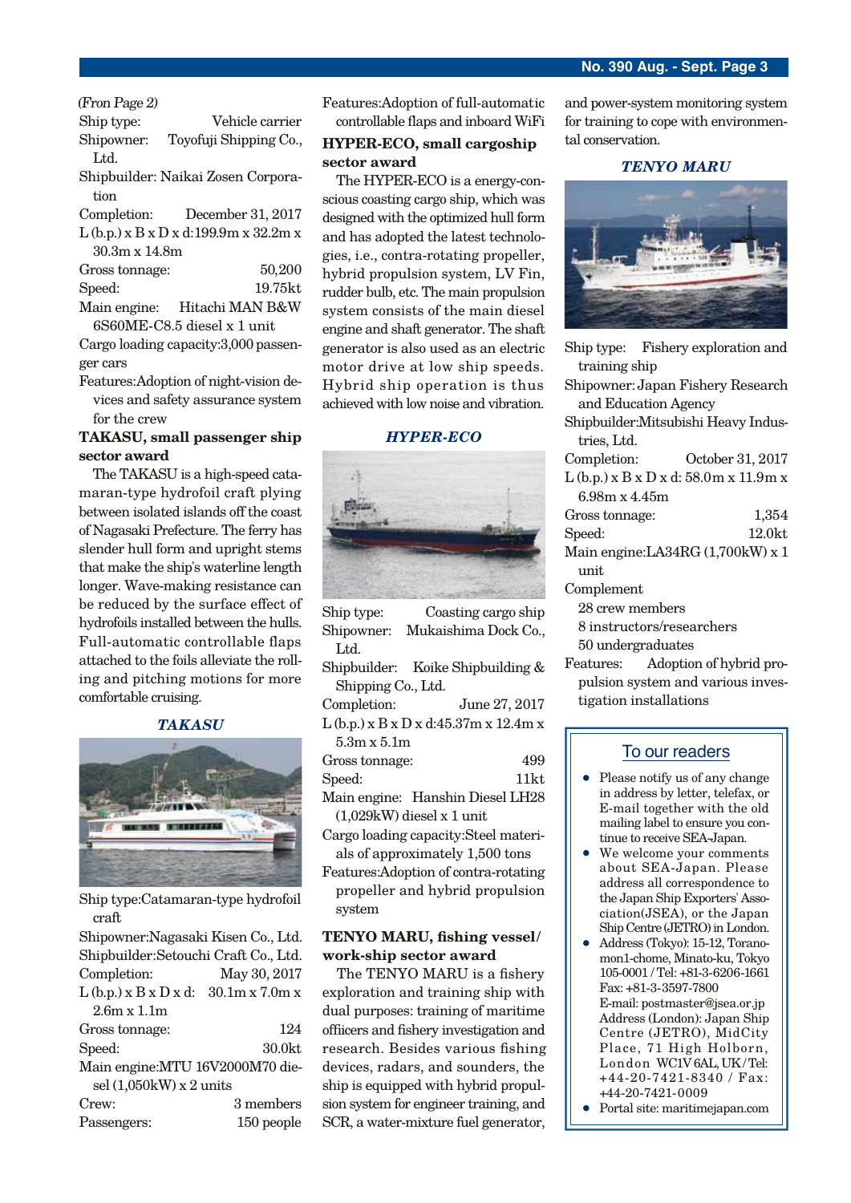*(Fron Page 2)*

Ship type: Vehicle carrier

Shipowner: Toyofuji Shipping Co., Ltd.

Shipbuilder: Naikai Zosen Corporation

Completion: December 31, 2017

L (b.p.) x B x D x d:199.9m x 32.2m x 30.3m x 14.8m

Gross tonnage: 50,200

Speed: 19.75kt

Main engine: Hitachi MAN B&W 6S60ME-C8.5 diesel x 1 unit

Cargo loading capacity:3,000 passenger cars

Features:Adoption of night-vision devices and safety assurance system for the crew

## TAKASU, small passenger ship sector award

The TAKASU is a high-speed catamaran-type hydrofoil craft plying between isolated islands off the coast of Nagasaki Prefecture. The ferry has slender hull form and upright stems that make the ship's waterline length longer. Wave-making resistance can be reduced by the surface effect of hydrofoils installed between the hulls. Full-automatic controllable flaps attached to the foils alleviate the rolling and pitching motions for more comfortable cruising.

***TAKASU***

Ship type:Catamaran-type hydrofoil craft

Shipowner:Nagasaki Kisen Co., Ltd.

Shipbuilder:Setouchi Craft Co., Ltd.

Completion: May 30, 2017

L (b.p.) x B x D x d: 30.1m x 7.0m x 2.6m x 1.1m

Gross tonnage: 124

Speed: 30.0kt

Main engine:MTU 16V2000M70 diesel (1,050kW) x 2 units

Crew: 3 members

Passengers: 150 people

Features:Adoption of full-automatic controllable flaps and inboard WiFi

## HYPER-ECO, small cargoship sector award

The HYPER-ECO is a energy-conscious coasting cargo ship, which was designed with the optimized hull form and has adopted the latest technologies, i.e., contra-rotating propeller, hybrid propulsion system, LV Fin, rudder bulb, etc. The main propulsion system consists of the main diesel engine and shaft generator. The shaft generator is also used as an electric motor drive at low ship speeds. Hybrid ship operation is thus achieved with low noise and vibration.

***HYPER-ECO***

Ship type: Coasting cargo ship

Shipowner: Mukaishima Dock Co., Ltd.

Shipbuilder: Koike Shipbuilding & Shipping Co., Ltd.

Completion: June 27, 2017

L (b.p.) x B x D x d:45.37m x 12.4m x 5.3m x 5.1m

Gross tonnage: 499

Speed: 11kt

Main engine: Hanshin Diesel LH28 (1,029kW) diesel x 1 unit

Cargo loading capacity:Steel materials of approximately 1,500 tons

Features:Adoption of contra-rotating propeller and hybrid propulsion system

## TENYO MARU, fishing vessel/work-ship sector award

The TENYO MARU is a fishery exploration and training ship with dual purposes: training of maritime offiicers and fishery investigation and research. Besides various fishing devices, radars, and sounders, the ship is equipped with hybrid propulsion system for engineer training, and SCR, a water-mixture fuel generator, and power-system monitoring system for training to cope with environmental conservation.

***TENYO MARU***

Ship type: Fishery exploration and training ship

Shipowner: Japan Fishery Research and Education Agency

Shipbuilder:Mitsubishi Heavy Industries, Ltd.

Completion: October 31, 2017

L (b.p.) x B x D x d: 58.0m x 11.9m x 6.98m x 4.45m

Gross tonnage: 1,354

Speed: 12.0kt

Main engine:LA34RG (1,700kW) x 1 unit

Complement

28 crew members

8 instructors/researchers

50 undergraduates

Features: Adoption of hybrid propulsion system and various investigation installations

## To our readers

- Please notify us of any change in address by letter, telefax, or E-mail together with the old mailing label to ensure you continue to receive SEA-Japan.
- We welcome your comments about SEA-Japan. Please address all correspondence to the Japan Ship Exporters' Association(JSEA), or the Japan Ship Centre (JETRO) in London.
- Address (Tokyo): 15-12, Toranomon1-chome, Minato-ku, Tokyo 105-0001 / Tel: +81-3-6206-1661 Fax: +81-3-3597-7800
  E-mail: postmaster@jsea.or.jp
  Address (London): Japan Ship Centre (JETRO), MidCity Place, 71 High Holborn, London WC1V 6AL, UK/Tel: +44-20-7421-8340 / Fax: +44-20-7421-0009
- Portal site: maritimejapan.com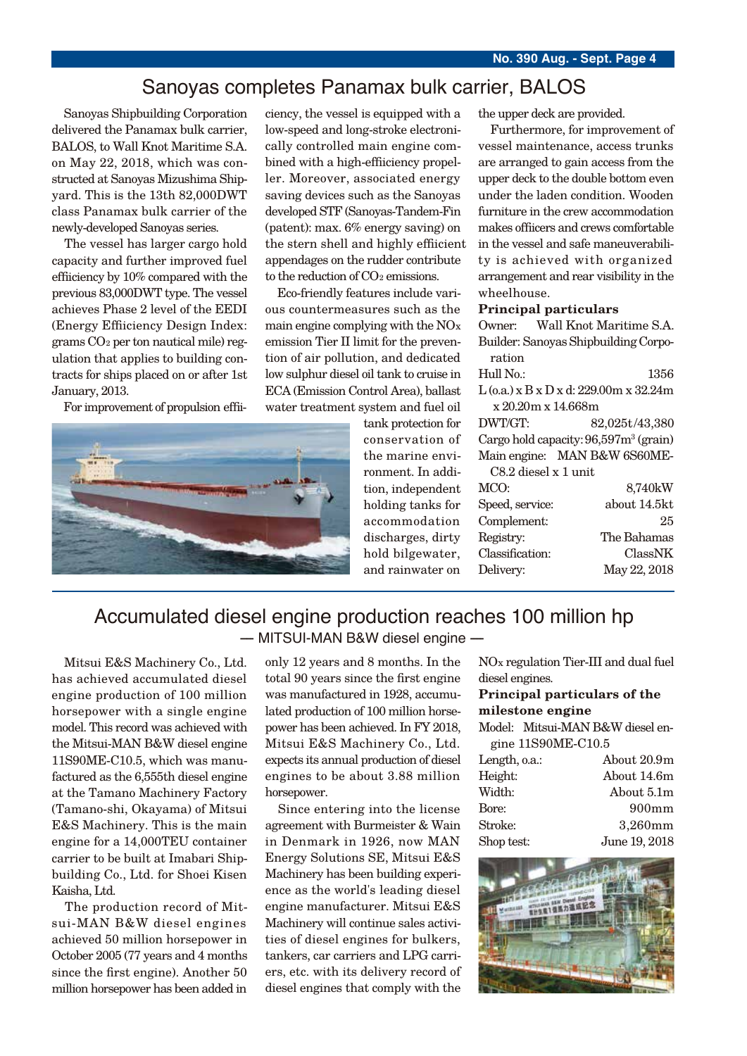# Sanoyas completes Panamax bulk carrier, BALOS

Sanoyas Shipbuilding Corporation delivered the Panamax bulk carrier, BALOS, to Wall Knot Maritime S.A. on May 22, 2018, which was constructed at Sanoyas Mizushima Shipyard. This is the 13th 82,000DWT class Panamax bulk carrier of the newly-developed Sanoyas series.

The vessel has larger cargo hold capacity and further improved fuel effiiciency by 10% compared with the previous 83,000DWT type. The vessel achieves Phase 2 level of the EEDI (Energy Effiiciency Design Index: grams $CO_2$ per ton nautical mile) regulation that applies to building contracts for ships placed on or after 1st January, 2013.

For improvement of propulsion effiiciency, the vessel is equipped with a low-speed and long-stroke electronically controlled main engine combined with a high-effiiciency propeller. Moreover, associated energy saving devices such as the Sanoyas developed STF (Sanoyas-Tandem-Fin (patent): max. 6% energy saving) on the stern shell and highly effiicient appendages on the rudder contribute to the reduction of $CO_2$ emissions.

Eco-friendly features include various countermeasures such as the main engine complying with the $NO_x$ emission Tier II limit for the prevention of air pollution, and dedicated low sulphur diesel oil tank to cruise in ECA (Emission Control Area), ballast water treatment system and fuel oil tank protection for conservation of the marine environment. In addition, independent holding tanks for accommodation discharges, dirty hold bilgewater, and rainwater on the upper deck are provided.

Furthermore, for improvement of vessel maintenance, access trunks are arranged to gain access from the upper deck to the double bottom even under the laden condition. Wooden furniture in the crew accommodation makes offiicers and crews comfortable in the vessel and safe maneuverability is achieved with organized arrangement and rear visibility in the wheelhouse.

**Principal particulars**

| | |
|---|---|
| Owner: | Wall Knot Maritime S.A. |
| Builder: | Sanoyas Shipbuilding Corporation |
| Hull No.: | 1356 |
| L (o.a.) x B x D x d: | 229.00m x 32.24m x 20.20m x 14.668m |
| DWT/GT: | 82,025t/43,380 |
| Cargo hold capacity: | 96,597m³ (grain) |
| Main engine: | MAN B&W 6S60ME-C8.2 diesel x 1 unit |
| MCO: | 8,740kW |
| Speed, service: | about 14.5kt |
| Complement: | 25 |
| Registry: | The Bahamas |
| Classification: | ClassNK |
| Delivery: | May 22, 2018 |

# Accumulated diesel engine production reaches 100 million hp

## — MITSUI-MAN B&W diesel engine —

Mitsui E&S Machinery Co., Ltd. has achieved accumulated diesel engine production of 100 million horsepower with a single engine model. This record was achieved with the Mitsui-MAN B&W diesel engine 11S90ME-C10.5, which was manufactured as the 6,555th diesel engine at the Tamano Machinery Factory (Tamano-shi, Okayama) of Mitsui E&S Machinery. This is the main engine for a 14,000TEU container carrier to be built at Imabari Shipbuilding Co., Ltd. for Shoei Kisen Kaisha, Ltd.

The production record of Mitsui-MAN B&W diesel engines achieved 50 million horsepower in October 2005 (77 years and 4 months since the first engine). Another 50 million horsepower has been added in only 12 years and 8 months. In the total 90 years since the first engine was manufactured in 1928, accumulated production of 100 million horsepower has been achieved. In FY 2018, Mitsui E&S Machinery Co., Ltd. expects its annual production of diesel engines to be about 3.88 million horsepower.

Since entering into the license agreement with Burmeister & Wain in Denmark in 1926, now MAN Energy Solutions SE, Mitsui E&S Machinery has been building experience as the world's leading diesel engine manufacturer. Mitsui E&S Machinery will continue sales activities of diesel engines for bulkers, tankers, car carriers and LPG carriers, etc. with its delivery record of diesel engines that comply with the $NO_x$ regulation Tier-III and dual fuel diesel engines.

**Principal particulars of the milestone engine**

| | |
|---|---|
| Model: | Mitsui-MAN B&W diesel engine 11S90ME-C10.5 |
| Length, o.a.: | About 20.9m |
| Height: | About 14.6m |
| Width: | About 5.1m |
| Bore: | 900mm |
| Stroke: | 3,260mm |
| Shop test: | June 19, 2018 |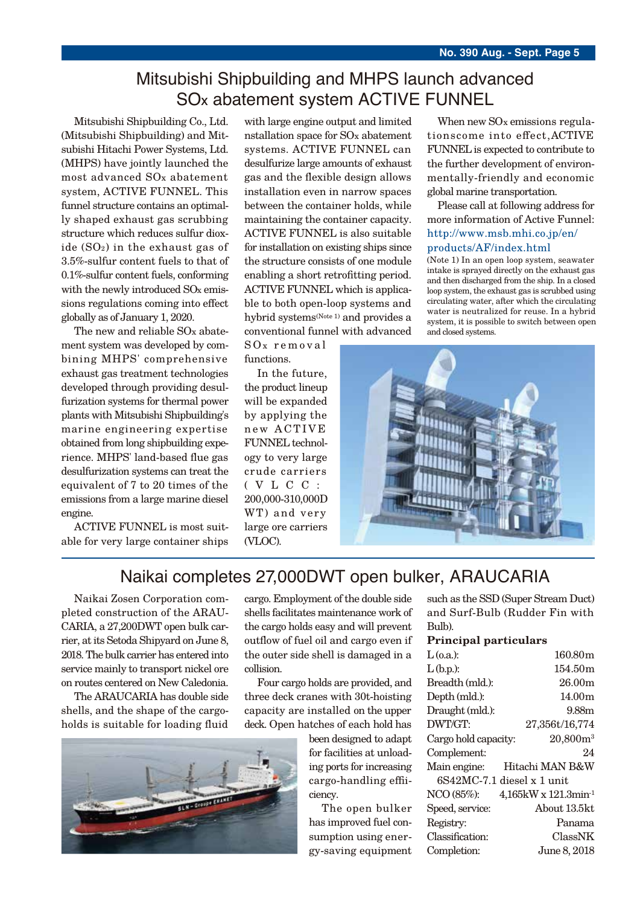# Mitsubishi Shipbuilding and MHPS launch advanced $SO_x$ abatement system ACTIVE FUNNEL

Mitsubishi Shipbuilding Co., Ltd. (Mitsubishi Shipbuilding) and Mitsubishi Hitachi Power Systems, Ltd. (MHPS) have jointly launched the most advanced $SO_x$ abatement system, ACTIVE FUNNEL. This funnel structure contains an optimally shaped exhaust gas scrubbing structure which reduces sulfur dioxide ($SO_2$) in the exhaust gas of 3.5%-sulfur content fuels to that of 0.1%-sulfur content fuels, conforming with the newly introduced $SO_x$ emissions regulations coming into effect globally as of January 1, 2020.

The new and reliable $SO_x$ abatement system was developed by combining MHPS' comprehensive exhaust gas treatment technologies developed through providing desulfurization systems for thermal power plants with Mitsubishi Shipbuilding's marine engineering expertise obtained from long shipbuilding experience. MHPS' land-based flue gas desulfurization systems can treat the equivalent of 7 to 20 times of the emissions from a large marine diesel engine.

ACTIVE FUNNEL is most suitable for very large container ships with large engine output and limited nstallation space for $SO_x$ abatement systems. ACTIVE FUNNEL can desulfurize large amounts of exhaust gas and the flexible design allows installation even in narrow spaces between the container holds, while maintaining the container capacity. ACTIVE FUNNEL is also suitable for installation on existing ships since the structure consists of one module enabling a short retrofitting period. ACTIVE FUNNEL which is applicable to both open-loop systems and hybrid systems(Note 1) and provides a conventional funnel with advanced $SO_x$ removal functions.

In the future, the product lineup will be expanded by applying the new ACTIVE FUNNEL technology to very large crude carriers (VLCC: 200,000-310,000DWT) and very large ore carriers (VLOC).

When new $SO_x$ emissions regulationscome into effect,ACTIVE FUNNEL is expected to contribute to the further development of environmentally-friendly and economic global marine transportation.

Please call at following address for more information of Active Funnel: http://www.msb.mhi.co.jp/en/products/AF/index.html

(Note 1) In an open loop system, seawater intake is sprayed directly on the exhaust gas and then discharged from the ship. In a closed loop system, the exhaust gas is scrubbed using circulating water, after which the circulating water is neutralized for reuse. In a hybrid system, it is possible to switch between open and closed systems.

# Naikai completes 27,000DWT open bulker, ARAUCARIA

Naikai Zosen Corporation completed construction of the ARAUCARIA, a 27,200DWT open bulk carrier, at its Setoda Shipyard on June 8, 2018. The bulk carrier has entered into service mainly to transport nickel ore on routes centered on New Caledonia.

The ARAUCARIA has double side shells, and the shape of the cargoholds is suitable for loading fluid cargo. Employment of the double side shells facilitates maintenance work of the cargo holds easy and will prevent outflow of fuel oil and cargo even if the outer side shell is damaged in a collision.

Four cargo holds are provided, and three deck cranes with 30t-hoisting capacity are installed on the upper deck. Open hatches of each hold has been designed to adapt for facilities at unloading ports for increasing cargo-handling efficiency.

The open bulker has improved fuel consumption using energy-saving equipment such as the SSD (Super Stream Duct) and Surf-Bulb (Rudder Fin with Bulb).

**Principal particulars**

| | |
|---|---|
| L (o.a.): | 160.80m |
| L (b.p.): | 154.50m |
| Breadth (mld.): | 26.00m |
| Depth (mld.): | 14.00m |
| Draught (mld.): | 9.88m |
| DWT/GT: | 27,356t/16,774 |
| Cargo hold capacity: | 20,800m$^3$ |
| Complement: | 24 |
| Main engine: | Hitachi MAN B&W 6S42MC-7.1 diesel x 1 unit |
| NCO (85%): | 4,165kW x 121.3min$^{-1}$ |
| Speed, service: | About 13.5kt |
| Registry: | Panama |
| Classification: | ClassNK |
| Completion: | June 8, 2018 |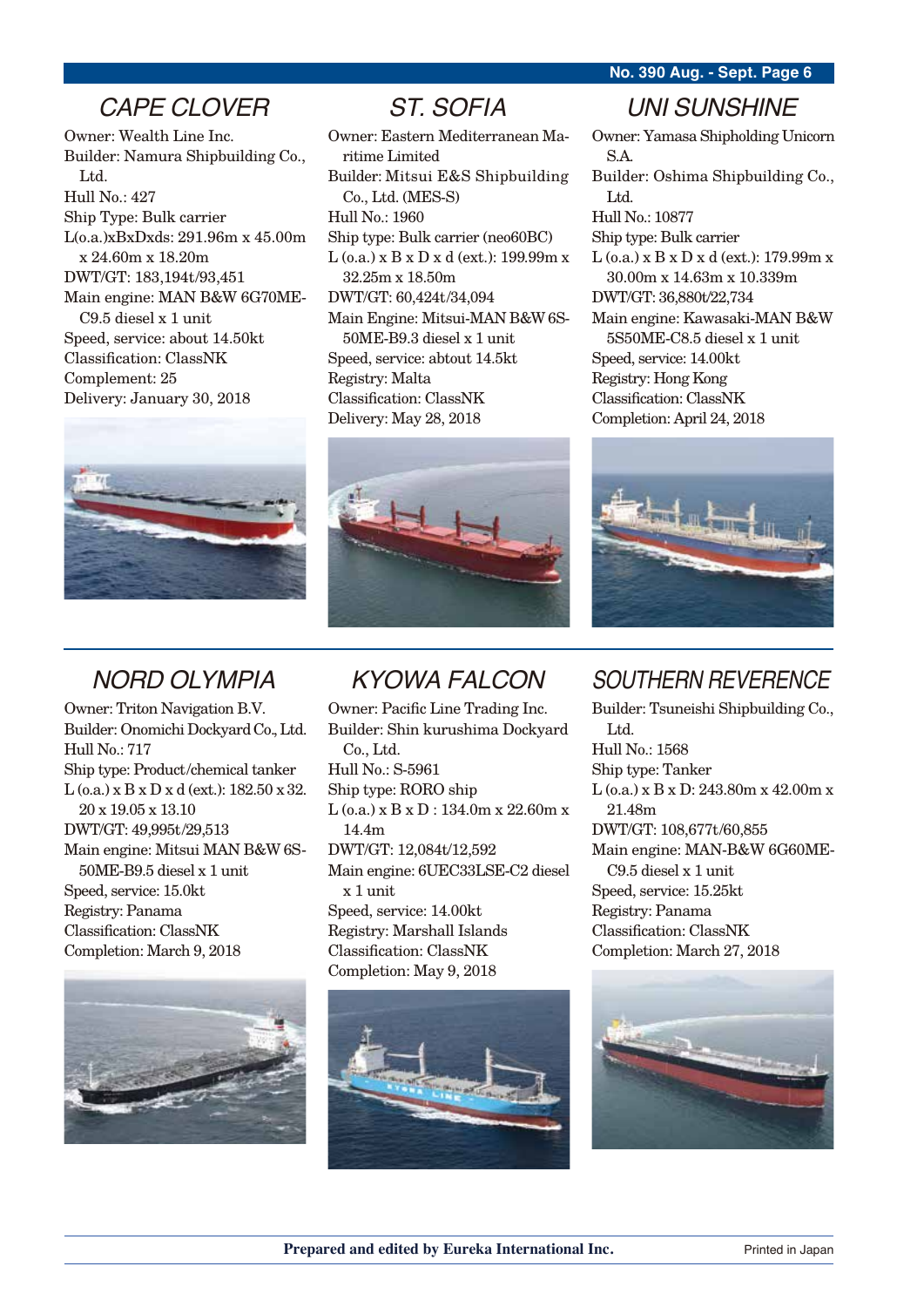## CAPE CLOVER

Owner: Wealth Line Inc.
Builder: Namura Shipbuilding Co., Ltd.
Hull No.: 427
Ship Type: Bulk carrier
L(o.a.)xBxDxds: 291.96m x 45.00m x 24.60m x 18.20m
DWT/GT: 183,194t/93,451
Main engine: MAN B&W 6G70ME-C9.5 diesel x 1 unit
Speed, service: about 14.50kt
Classification: ClassNK
Complement: 25
Delivery: January 30, 2018

## ST. SOFIA

Owner: Eastern Mediterranean Maritime Limited
Builder: Mitsui E&S Shipbuilding Co., Ltd. (MES-S)
Hull No.: 1960
Ship type: Bulk carrier (neo60BC)
L (o.a.) x B x D x d (ext.): 199.99m x 32.25m x 18.50m
DWT/GT: 60,424t/34,094
Main Engine: Mitsui-MAN B&W 6S-50ME-B9.3 diesel x 1 unit
Speed, service: abtout 14.5kt
Registry: Malta
Classification: ClassNK
Delivery: May 28, 2018

## UNI SUNSHINE

Owner: Yamasa Shipholding Unicorn S.A.
Builder: Oshima Shipbuilding Co., Ltd.
Hull No.: 10877
Ship type: Bulk carrier
L (o.a.) x B x D x d (ext.): 179.99m x 30.00m x 14.63m x 10.339m
DWT/GT: 36,880t/22,734
Main engine: Kawasaki-MAN B&W 5S50ME-C8.5 diesel x 1 unit
Speed, service: 14.00kt
Registry: Hong Kong
Classification: ClassNK
Completion: April 24, 2018

## NORD OLYMPIA

Owner: Triton Navigation B.V.
Builder: Onomichi Dockyard Co., Ltd.
Hull No.: 717
Ship type: Product/chemical tanker
L (o.a.) x B x D x d (ext.): 182.50 x 32.20 x 19.05 x 13.10
DWT/GT: 49,995t/29,513
Main engine: Mitsui MAN B&W 6S-50ME-B9.5 diesel x 1 unit
Speed, service: 15.0kt
Registry: Panama
Classification: ClassNK
Completion: March 9, 2018

## KYOWA FALCON

Owner: Pacific Line Trading Inc.
Builder: Shin kurushima Dockyard Co., Ltd.
Hull No.: S-5961
Ship type: RORO ship
L (o.a.) x B x D : 134.0m x 22.60m x 14.4m
DWT/GT: 12,084t/12,592
Main engine: 6UEC33LSE-C2 diesel x 1 unit
Speed, service: 14.00kt
Registry: Marshall Islands
Classification: ClassNK
Completion: May 9, 2018

## SOUTHERN REVERENCE

Builder: Tsuneishi Shipbuilding Co., Ltd.
Hull No.: 1568
Ship type: Tanker
L (o.a.) x B x D: 243.80m x 42.00m x 21.48m
DWT/GT: 108,677t/60,855
Main engine: MAN-B&W 6G60ME-C9.5 diesel x 1 unit
Speed, service: 15.25kt
Registry: Panama
Classification: ClassNK
Completion: March 27, 2018

**Prepared and edited by Eureka International Inc.** Printed in Japan